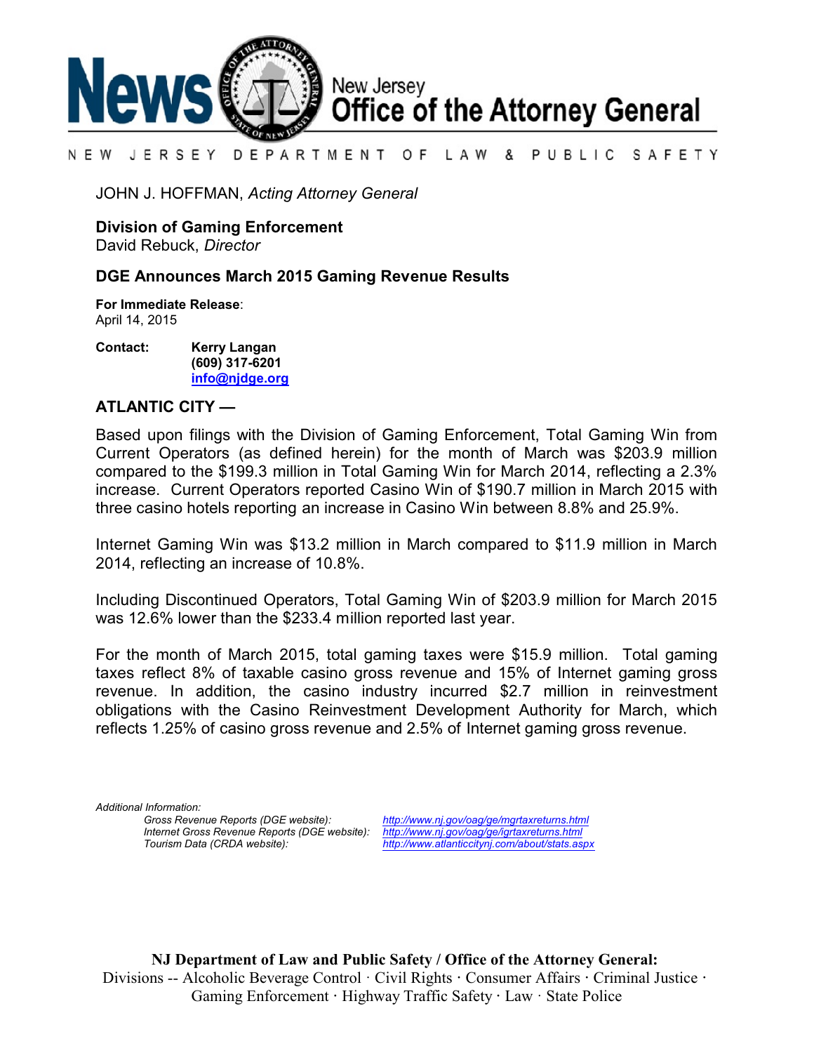# News — New Jersey Office of the Attorney General

NEW JERSEY DEPARTMENT OF LAW & PUBLIC SAFETY

JOHN J. HOFFMAN, *Acting Attorney General*

**Division of Gaming Enforcement**
David Rebuck, *Director*

## DGE Announces March 2015 Gaming Revenue Results

**For Immediate Release**:
April 14, 2015

**Contact:** **Kerry Langan**
**(609) 317-6201**
**info@njdge.org**

### ATLANTIC CITY —

Based upon filings with the Division of Gaming Enforcement, Total Gaming Win from Current Operators (as defined herein) for the month of March was $203.9 million compared to the $199.3 million in Total Gaming Win for March 2014, reflecting a 2.3% increase. Current Operators reported Casino Win of $190.7 million in March 2015 with three casino hotels reporting an increase in Casino Win between 8.8% and 25.9%.

Internet Gaming Win was $13.2 million in March compared to $11.9 million in March 2014, reflecting an increase of 10.8%.

Including Discontinued Operators, Total Gaming Win of $203.9 million for March 2015 was 12.6% lower than the $233.4 million reported last year.

For the month of March 2015, total gaming taxes were $15.9 million. Total gaming taxes reflect 8% of taxable casino gross revenue and 15% of Internet gaming gross revenue. In addition, the casino industry incurred $2.7 million in reinvestment obligations with the Casino Reinvestment Development Authority for March, which reflects 1.25% of casino gross revenue and 2.5% of Internet gaming gross revenue.

*Additional Information:*

| | |
|---|---|
| *Gross Revenue Reports (DGE website):* | *http://www.nj.gov/oag/ge/mgrtaxreturns.html* |
| *Internet Gross Revenue Reports (DGE website):* | *http://www.nj.gov/oag/ge/igrtaxreturns.html* |
| *Tourism Data (CRDA website):* | *http://www.atlanticcitynj.com/about/stats.aspx* |

**NJ Department of Law and Public Safety / Office of the Attorney General:**
Divisions -- Alcoholic Beverage Control · Civil Rights · Consumer Affairs · Criminal Justice · Gaming Enforcement · Highway Traffic Safety · Law · State Police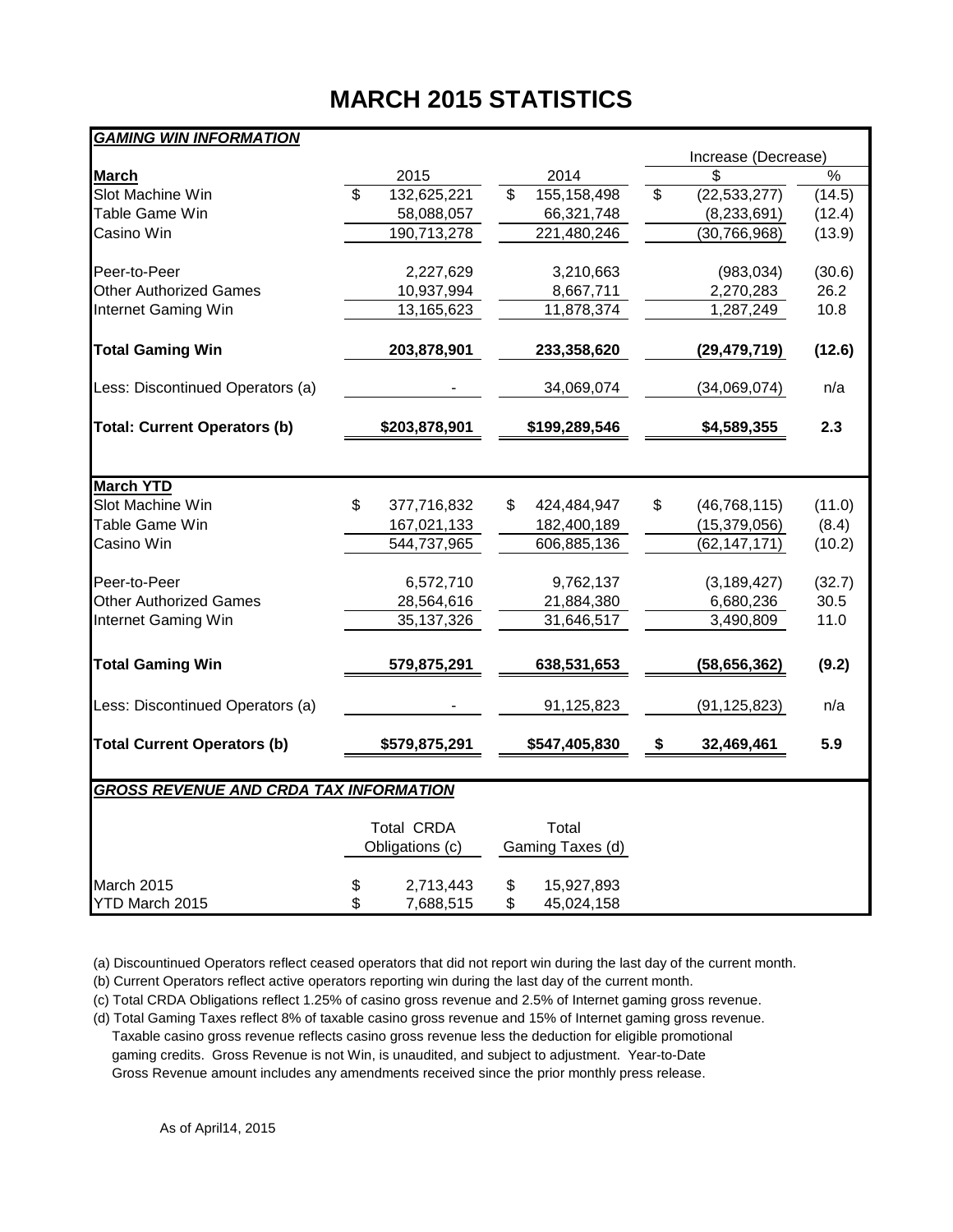# MARCH 2015 STATISTICS

***GAMING WIN INFORMATION***

| | | | Increase (Decrease) | |
|---|---|---|---|---|
| **March** | 2015 | 2014 | $ | % |
| Slot Machine Win | $ 132,625,221 | $ 155,158,498 | $ (22,533,277) | (14.5) |
| Table Game Win | 58,088,057 | 66,321,748 | (8,233,691) | (12.4) |
| Casino Win | 190,713,278 | 221,480,246 | (30,766,968) | (13.9) |
| | | | | |
| Peer-to-Peer | 2,227,629 | 3,210,663 | (983,034) | (30.6) |
| Other Authorized Games | 10,937,994 | 8,667,711 | 2,270,283 | 26.2 |
| Internet Gaming Win | 13,165,623 | 11,878,374 | 1,287,249 | 10.8 |
| | | | | |
| **Total Gaming Win** | **203,878,901** | **233,358,620** | **(29,479,719)** | **(12.6)** |
| | | | | |
| Less: Discontinued Operators (a) | - | 34,069,074 | (34,069,074) | n/a |
| | | | | |
| **Total: Current Operators (b)** | **$203,878,901** | **$199,289,546** | **$4,589,355** | **2.3** |
| | | | | |
| **March YTD** | | | | |
| Slot Machine Win | $ 377,716,832 | $ 424,484,947 | $ (46,768,115) | (11.0) |
| Table Game Win | 167,021,133 | 182,400,189 | (15,379,056) | (8.4) |
| Casino Win | 544,737,965 | 606,885,136 | (62,147,171) | (10.2) |
| | | | | |
| Peer-to-Peer | 6,572,710 | 9,762,137 | (3,189,427) | (32.7) |
| Other Authorized Games | 28,564,616 | 21,884,380 | 6,680,236 | 30.5 |
| Internet Gaming Win | 35,137,326 | 31,646,517 | 3,490,809 | 11.0 |
| | | | | |
| **Total Gaming Win** | **579,875,291** | **638,531,653** | **(58,656,362)** | **(9.2)** |
| | | | | |
| Less: Discontinued Operators (a) | - | 91,125,823 | (91,125,823) | n/a |
| | | | | |
| **Total Current Operators (b)** | **$579,875,291** | **$547,405,830** | **$ 32,469,461** | **5.9** |

***GROSS REVENUE AND CRDA TAX INFORMATION***

| | Total CRDA Obligations (c) | Total Gaming Taxes (d) |
|---|---|---|
| March 2015 | $ 2,713,443 | $ 15,927,893 |
| YTD March 2015 | $ 7,688,515 | $ 45,024,158 |

(a) Discountinued Operators reflect ceased operators that did not report win during the last day of the current month.

(b) Current Operators reflect active operators reporting win during the last day of the current month.

(c) Total CRDA Obligations reflect 1.25% of casino gross revenue and 2.5% of Internet gaming gross revenue.

(d) Total Gaming Taxes reflect 8% of taxable casino gross revenue and 15% of Internet gaming gross revenue. Taxable casino gross revenue reflects casino gross revenue less the deduction for eligible promotional gaming credits. Gross Revenue is not Win, is unaudited, and subject to adjustment. Year-to-Date Gross Revenue amount includes any amendments received since the prior monthly press release.

As of April14, 2015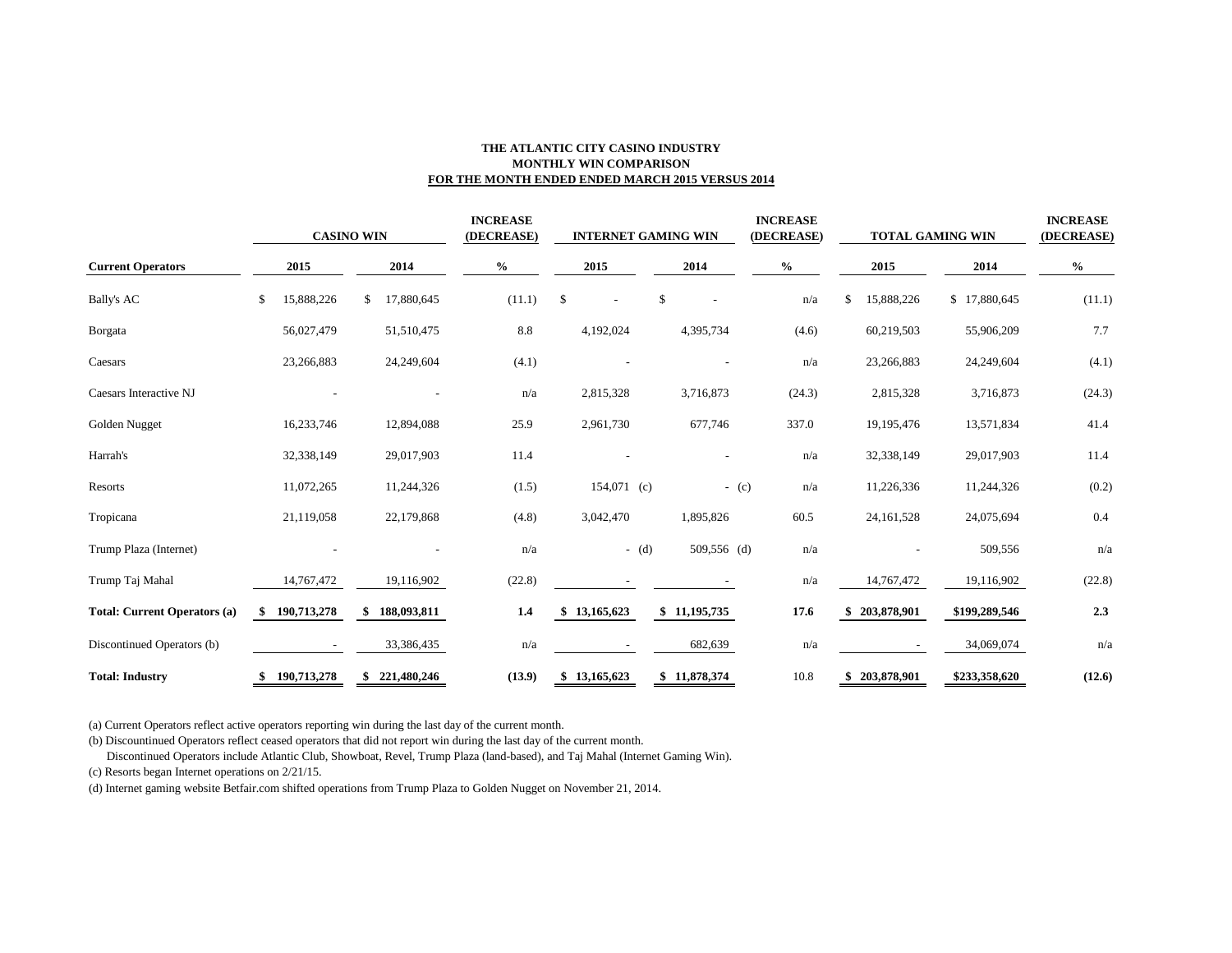**THE ATLANTIC CITY CASINO INDUSTRY**
**MONTHLY WIN COMPARISON**
**FOR THE MONTH ENDED ENDED MARCH 2015 VERSUS 2014**

| | CASINO WIN | | INCREASE (DECREASE) | INTERNET GAMING WIN | | INCREASE (DECREASE) | TOTAL GAMING WIN | | INCREASE (DECREASE) |
|---|---|---|---|---|---|---|---|---|---|
| **Current Operators** | **2015** | **2014** | **%** | **2015** | **2014** | **%** | **2015** | **2014** | **%** |
| Bally's AC | $ 15,888,226 | $ 17,880,645 | (11.1) | $ - | $ - | n/a | $ 15,888,226 | $ 17,880,645 | (11.1) |
| Borgata | 56,027,479 | 51,510,475 | 8.8 | 4,192,024 | 4,395,734 | (4.6) | 60,219,503 | 55,906,209 | 7.7 |
| Caesars | 23,266,883 | 24,249,604 | (4.1) | - | - | n/a | 23,266,883 | 24,249,604 | (4.1) |
| Caesars Interactive NJ | - | - | n/a | 2,815,328 | 3,716,873 | (24.3) | 2,815,328 | 3,716,873 | (24.3) |
| Golden Nugget | 16,233,746 | 12,894,088 | 25.9 | 2,961,730 | 677,746 | 337.0 | 19,195,476 | 13,571,834 | 41.4 |
| Harrah's | 32,338,149 | 29,017,903 | 11.4 | - | - | n/a | 32,338,149 | 29,017,903 | 11.4 |
| Resorts | 11,072,265 | 11,244,326 | (1.5) | 154,071 (c) | - (c) | n/a | 11,226,336 | 11,244,326 | (0.2) |
| Tropicana | 21,119,058 | 22,179,868 | (4.8) | 3,042,470 | 1,895,826 | 60.5 | 24,161,528 | 24,075,694 | 0.4 |
| Trump Plaza (Internet) | - | - | n/a | - (d) | 509,556 (d) | n/a | - | 509,556 | n/a |
| Trump Taj Mahal | 14,767,472 | 19,116,902 | (22.8) | - | - | n/a | 14,767,472 | 19,116,902 | (22.8) |
| **Total: Current Operators (a)** | **$ 190,713,278** | **$ 188,093,811** | **1.4** | **$ 13,165,623** | **$ 11,195,735** | **17.6** | **$ 203,878,901** | **$199,289,546** | **2.3** |
| Discontinued Operators (b) | - | 33,386,435 | n/a | - | 682,639 | n/a | - | 34,069,074 | n/a |
| **Total: Industry** | **$ 190,713,278** | **$ 221,480,246** | **(13.9)** | **$ 13,165,623** | **$ 11,878,374** | 10.8 | **$ 203,878,901** | **$233,358,620** | **(12.6)** |

(a) Current Operators reflect active operators reporting win during the last day of the current month.

(b) Discountinued Operators reflect ceased operators that did not report win during the last day of the current month.
Discontinued Operators include Atlantic Club, Showboat, Revel, Trump Plaza (land-based), and Taj Mahal (Internet Gaming Win).

(c) Resorts began Internet operations on 2/21/15.

(d) Internet gaming website Betfair.com shifted operations from Trump Plaza to Golden Nugget on November 21, 2014.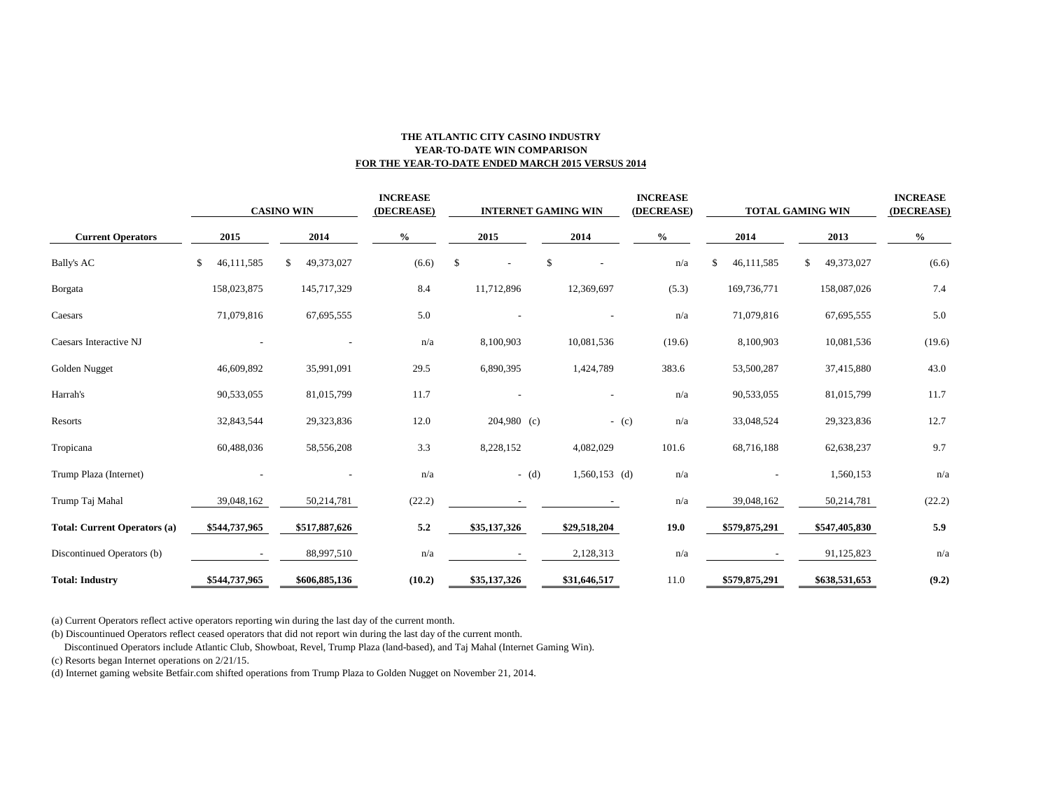**THE ATLANTIC CITY CASINO INDUSTRY**
**YEAR-TO-DATE WIN COMPARISON**
**FOR THE YEAR-TO-DATE ENDED MARCH 2015 VERSUS 2014**

| | CASINO WIN | | INCREASE (DECREASE) | INTERNET GAMING WIN | | INCREASE (DECREASE) | TOTAL GAMING WIN | | INCREASE (DECREASE) |
|---|---|---|---|---|---|---|---|---|---|
| **Current Operators** | **2015** | **2014** | **%** | **2015** | **2014** | **%** | **2014** | **2013** | **%** |
| Bally's AC | $ 46,111,585 | $ 49,373,027 | (6.6) | $ - | $ - | n/a | $ 46,111,585 | $ 49,373,027 | (6.6) |
| Borgata | 158,023,875 | 145,717,329 | 8.4 | 11,712,896 | 12,369,697 | (5.3) | 169,736,771 | 158,087,026 | 7.4 |
| Caesars | 71,079,816 | 67,695,555 | 5.0 | - | - | n/a | 71,079,816 | 67,695,555 | 5.0 |
| Caesars Interactive NJ | - | - | n/a | 8,100,903 | 10,081,536 | (19.6) | 8,100,903 | 10,081,536 | (19.6) |
| Golden Nugget | 46,609,892 | 35,991,091 | 29.5 | 6,890,395 | 1,424,789 | 383.6 | 53,500,287 | 37,415,880 | 43.0 |
| Harrah's | 90,533,055 | 81,015,799 | 11.7 | - | - | n/a | 90,533,055 | 81,015,799 | 11.7 |
| Resorts | 32,843,544 | 29,323,836 | 12.0 | 204,980 (c) | - (c) | n/a | 33,048,524 | 29,323,836 | 12.7 |
| Tropicana | 60,488,036 | 58,556,208 | 3.3 | 8,228,152 | 4,082,029 | 101.6 | 68,716,188 | 62,638,237 | 9.7 |
| Trump Plaza (Internet) | - | - | n/a | - (d) | 1,560,153 (d) | n/a | - | 1,560,153 | n/a |
| Trump Taj Mahal | 39,048,162 | 50,214,781 | (22.2) | - | - | n/a | 39,048,162 | 50,214,781 | (22.2) |
| **Total: Current Operators (a)** | **$544,737,965** | **$517,887,626** | **5.2** | **$35,137,326** | **$29,518,204** | **19.0** | **$579,875,291** | **$547,405,830** | **5.9** |
| Discontinued Operators (b) | - | 88,997,510 | n/a | - | 2,128,313 | n/a | - | 91,125,823 | n/a |
| **Total: Industry** | **$544,737,965** | **$606,885,136** | **(10.2)** | **$35,137,326** | **$31,646,517** | 11.0 | **$579,875,291** | **$638,531,653** | **(9.2)** |

(a) Current Operators reflect active operators reporting win during the last day of the current month.

(b) Discountinued Operators reflect ceased operators that did not report win during the last day of the current month.
Discontinued Operators include Atlantic Club, Showboat, Revel, Trump Plaza (land-based), and Taj Mahal (Internet Gaming Win).

(c) Resorts began Internet operations on 2/21/15.

(d) Internet gaming website Betfair.com shifted operations from Trump Plaza to Golden Nugget on November 21, 2014.